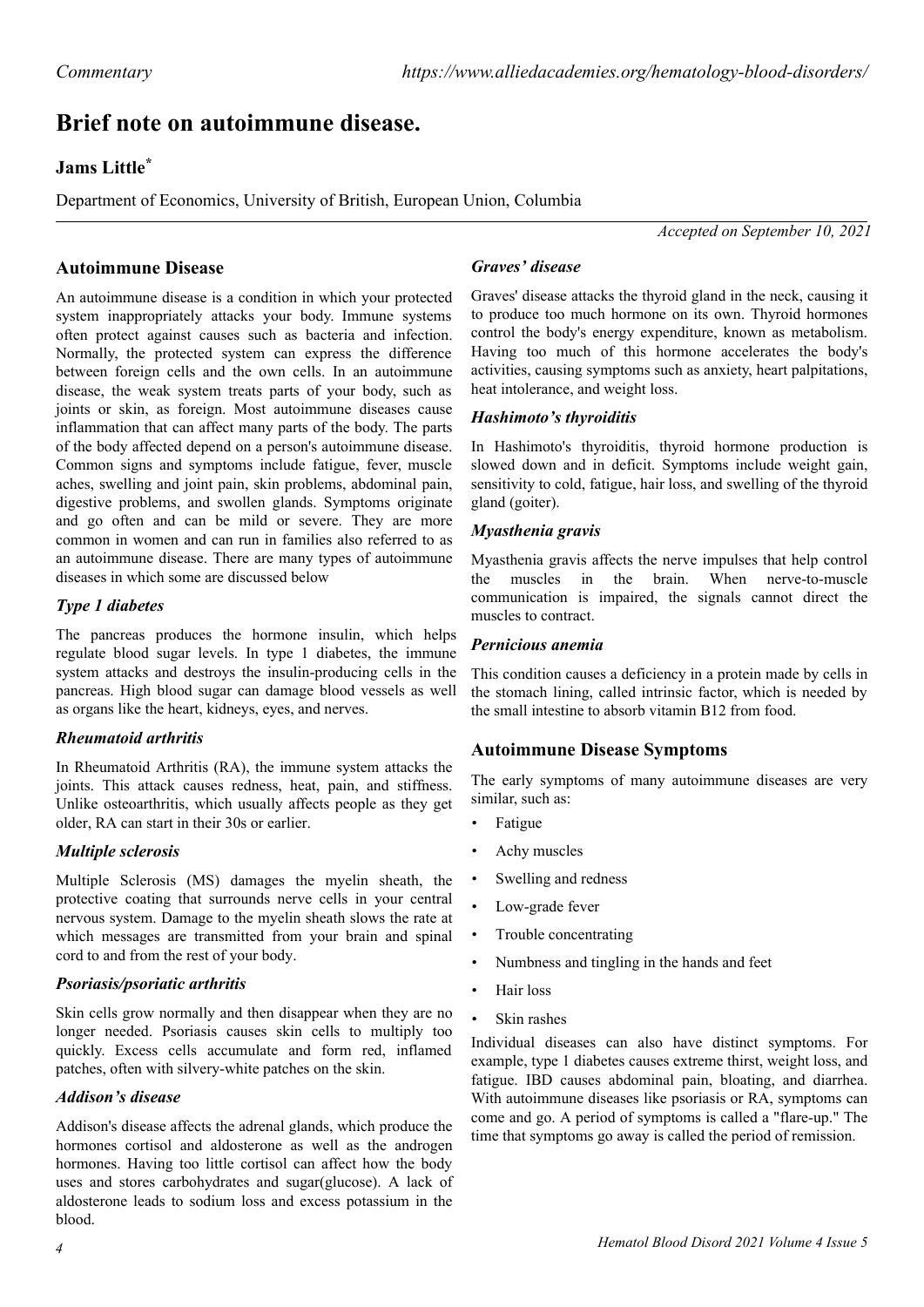Commentary

# Brief note on autoimmune disease.

**Jams Little***

Department of Economics, University of British, European Union, Columbia

*Accepted on September 10, 2021*

## Autoimmune Disease

An autoimmune disease is a condition in which your protected system inappropriately attacks your body. Immune systems often protect against causes such as bacteria and infection. Normally, the protected system can express the difference between foreign cells and the own cells. In an autoimmune disease, the weak system treats parts of your body, such as joints or skin, as foreign. Most autoimmune diseases cause inflammation that can affect many parts of the body. The parts of the body affected depend on a person's autoimmune disease. Common signs and symptoms include fatigue, fever, muscle aches, swelling and joint pain, skin problems, abdominal pain, digestive problems, and swollen glands. Symptoms originate and go often and can be mild or severe. They are more common in women and can run in families also referred to as an autoimmune disease. There are many types of autoimmune diseases in which some are discussed below

### *Type 1 diabetes*

The pancreas produces the hormone insulin, which helps regulate blood sugar levels. In type 1 diabetes, the immune system attacks and destroys the insulin-producing cells in the pancreas. High blood sugar can damage blood vessels as well as organs like the heart, kidneys, eyes, and nerves.

### *Rheumatoid arthritis*

In Rheumatoid Arthritis (RA), the immune system attacks the joints. This attack causes redness, heat, pain, and stiffness. Unlike osteoarthritis, which usually affects people as they get older, RA can start in their 30s or earlier.

### *Multiple sclerosis*

Multiple Sclerosis (MS) damages the myelin sheath, the protective coating that surrounds nerve cells in your central nervous system. Damage to the myelin sheath slows the rate at which messages are transmitted from your brain and spinal cord to and from the rest of your body.

### *Psoriasis/psoriatic arthritis*

Skin cells grow normally and then disappear when they are no longer needed. Psoriasis causes skin cells to multiply too quickly. Excess cells accumulate and form red, inflamed patches, often with silvery-white patches on the skin.

### *Addison's disease*

Addison's disease affects the adrenal glands, which produce the hormones cortisol and aldosterone as well as the androgen hormones. Having too little cortisol can affect how the body uses and stores carbohydrates and sugar(glucose). A lack of aldosterone leads to sodium loss and excess potassium in the blood.

### *Graves' disease*

Graves' disease attacks the thyroid gland in the neck, causing it to produce too much hormone on its own. Thyroid hormones control the body's energy expenditure, known as metabolism. Having too much of this hormone accelerates the body's activities, causing symptoms such as anxiety, heart palpitations, heat intolerance, and weight loss.

### *Hashimoto's thyroiditis*

In Hashimoto's thyroiditis, thyroid hormone production is slowed down and in deficit. Symptoms include weight gain, sensitivity to cold, fatigue, hair loss, and swelling of the thyroid gland (goiter).

### *Myasthenia gravis*

Myasthenia gravis affects the nerve impulses that help control the muscles in the brain. When nerve-to-muscle communication is impaired, the signals cannot direct the muscles to contract.

### *Pernicious anemia*

This condition causes a deficiency in a protein made by cells in the stomach lining, called intrinsic factor, which is needed by the small intestine to absorb vitamin B12 from food.

## Autoimmune Disease Symptoms

The early symptoms of many autoimmune diseases are very similar, such as:

- Fatigue
- Achy muscles
- Swelling and redness
- Low-grade fever
- Trouble concentrating
- Numbness and tingling in the hands and feet
- Hair loss
- Skin rashes

Individual diseases can also have distinct symptoms. For example, type 1 diabetes causes extreme thirst, weight loss, and fatigue. IBD causes abdominal pain, bloating, and diarrhea. With autoimmune diseases like psoriasis or RA, symptoms can come and go. A period of symptoms is called a "flare-up." The time that symptoms go away is called the period of remission.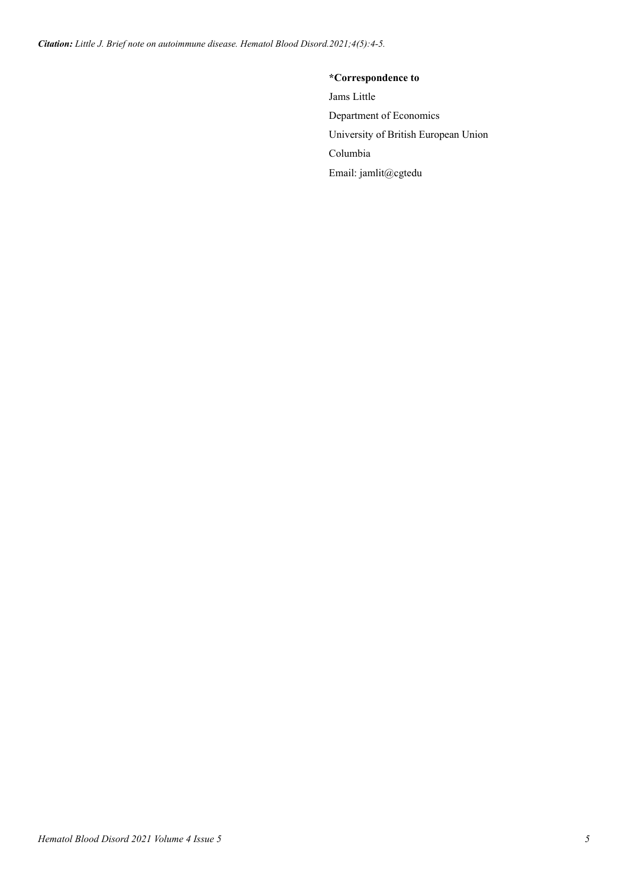***Citation:** Little J. Brief note on autoimmune disease. Hematol Blood Disord.2021;4(5):4-5.*

**\*Correspondence to**

Jams Little

Department of Economics

University of British European Union

Columbia

Email: jamlit@cgtedu